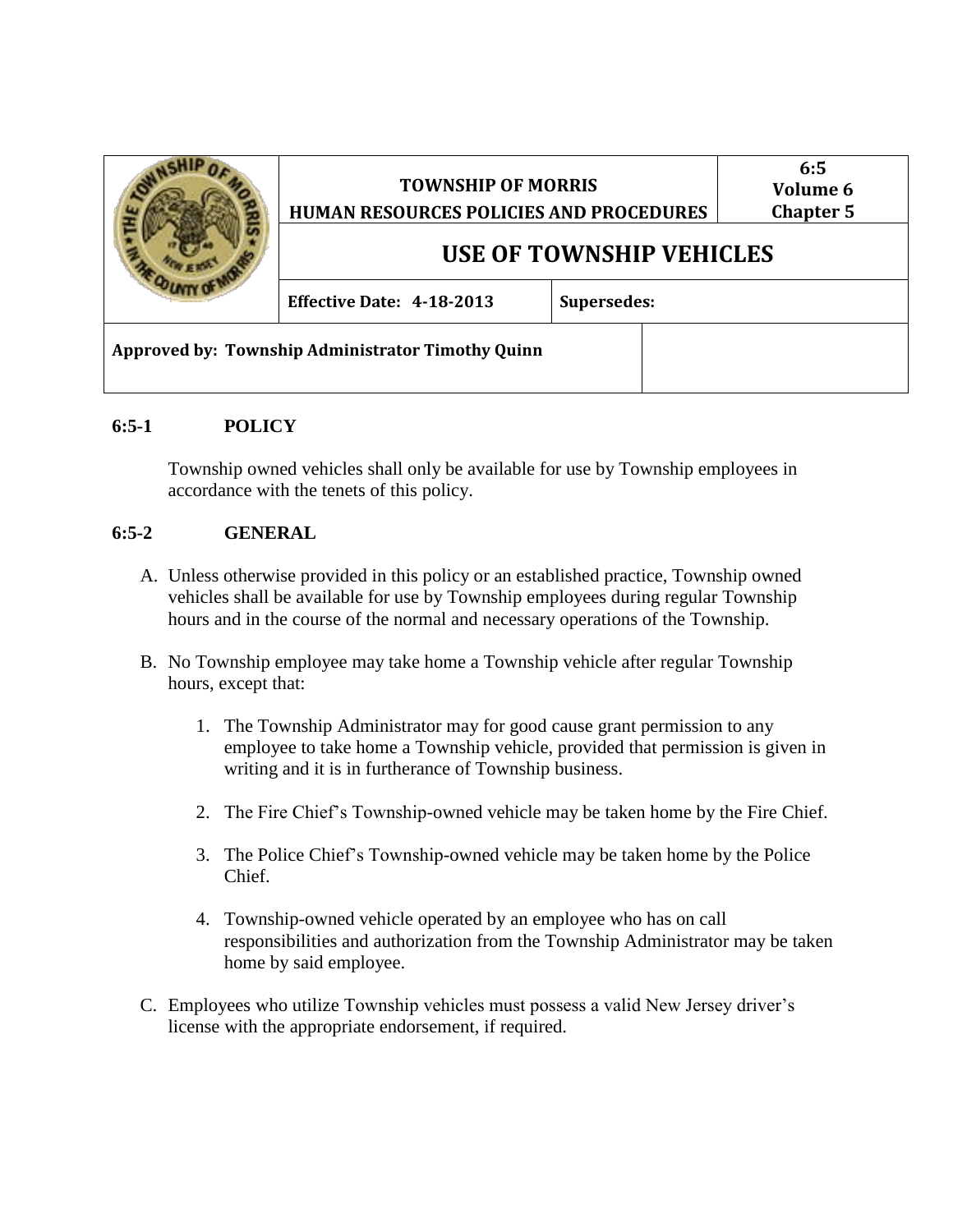| | TOWNSHIP OF MORRIS<br>HUMAN RESOURCES POLICIES AND PROCEDURES | | 6:5<br>Volume 6<br>Chapter 5 |
|---|---|---|---|
| | **USE OF TOWNSHIP VEHICLES** | | |
| | Effective Date: 4-18-2013 | Supersedes: | |
| Approved by: Township Administrator Timothy Quinn | | | |

## 6:5-1 POLICY

Township owned vehicles shall only be available for use by Township employees in accordance with the tenets of this policy.

## 6:5-2 GENERAL

A. Unless otherwise provided in this policy or an established practice, Township owned vehicles shall be available for use by Township employees during regular Township hours and in the course of the normal and necessary operations of the Township.

B. No Township employee may take home a Township vehicle after regular Township hours, except that:

   1. The Township Administrator may for good cause grant permission to any employee to take home a Township vehicle, provided that permission is given in writing and it is in furtherance of Township business.

   2. The Fire Chief's Township-owned vehicle may be taken home by the Fire Chief.

   3. The Police Chief's Township-owned vehicle may be taken home by the Police Chief.

   4. Township-owned vehicle operated by an employee who has on call responsibilities and authorization from the Township Administrator may be taken home by said employee.

C. Employees who utilize Township vehicles must possess a valid New Jersey driver's license with the appropriate endorsement, if required.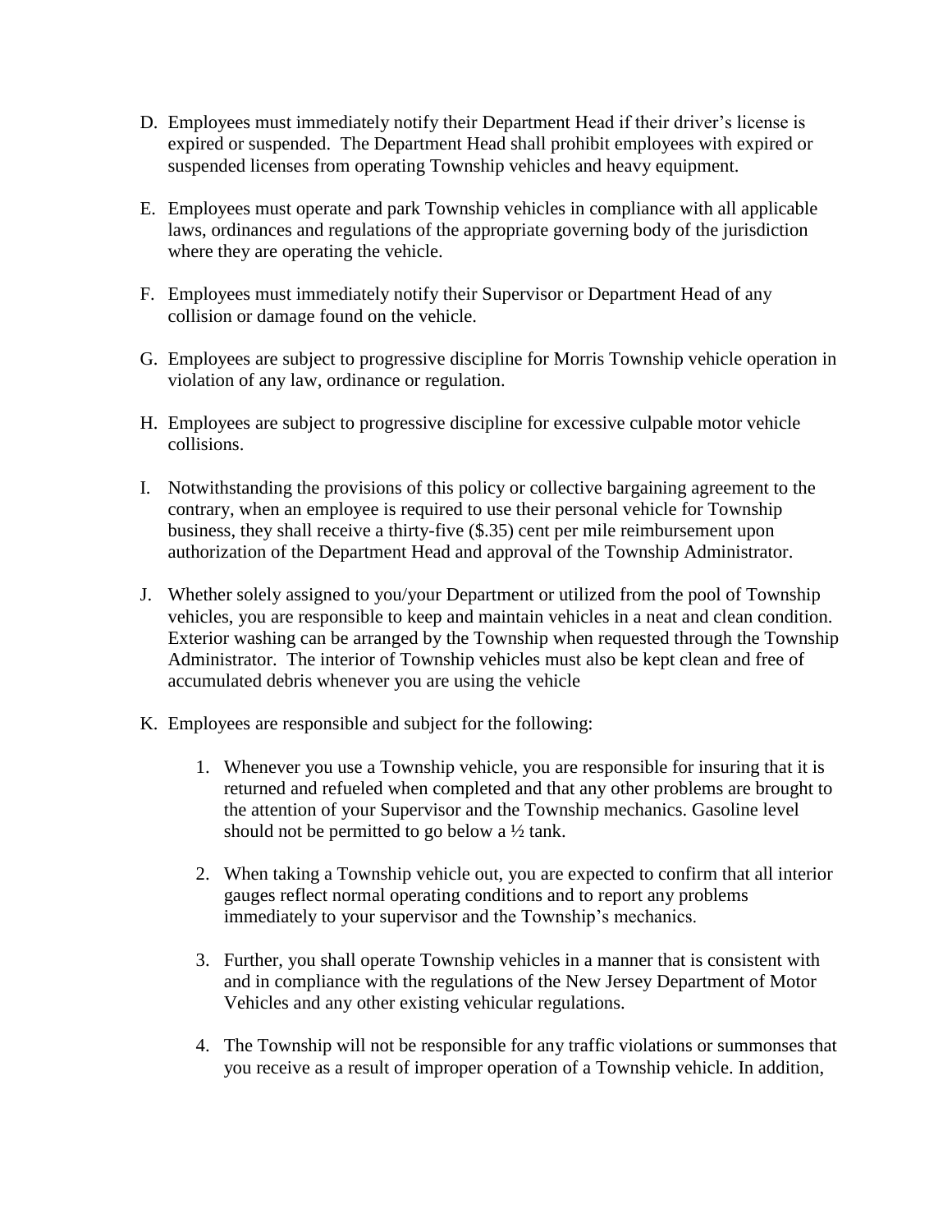D. Employees must immediately notify their Department Head if their driver's license is expired or suspended. The Department Head shall prohibit employees with expired or suspended licenses from operating Township vehicles and heavy equipment.

E. Employees must operate and park Township vehicles in compliance with all applicable laws, ordinances and regulations of the appropriate governing body of the jurisdiction where they are operating the vehicle.

F. Employees must immediately notify their Supervisor or Department Head of any collision or damage found on the vehicle.

G. Employees are subject to progressive discipline for Morris Township vehicle operation in violation of any law, ordinance or regulation.

H. Employees are subject to progressive discipline for excessive culpable motor vehicle collisions.

I. Notwithstanding the provisions of this policy or collective bargaining agreement to the contrary, when an employee is required to use their personal vehicle for Township business, they shall receive a thirty-five ($.35) cent per mile reimbursement upon authorization of the Department Head and approval of the Township Administrator.

J. Whether solely assigned to you/your Department or utilized from the pool of Township vehicles, you are responsible to keep and maintain vehicles in a neat and clean condition. Exterior washing can be arranged by the Township when requested through the Township Administrator. The interior of Township vehicles must also be kept clean and free of accumulated debris whenever you are using the vehicle

K. Employees are responsible and subject for the following:

   1. Whenever you use a Township vehicle, you are responsible for insuring that it is returned and refueled when completed and that any other problems are brought to the attention of your Supervisor and the Township mechanics. Gasoline level should not be permitted to go below a ½ tank.

   2. When taking a Township vehicle out, you are expected to confirm that all interior gauges reflect normal operating conditions and to report any problems immediately to your supervisor and the Township's mechanics.

   3. Further, you shall operate Township vehicles in a manner that is consistent with and in compliance with the regulations of the New Jersey Department of Motor Vehicles and any other existing vehicular regulations.

   4. The Township will not be responsible for any traffic violations or summonses that you receive as a result of improper operation of a Township vehicle. In addition,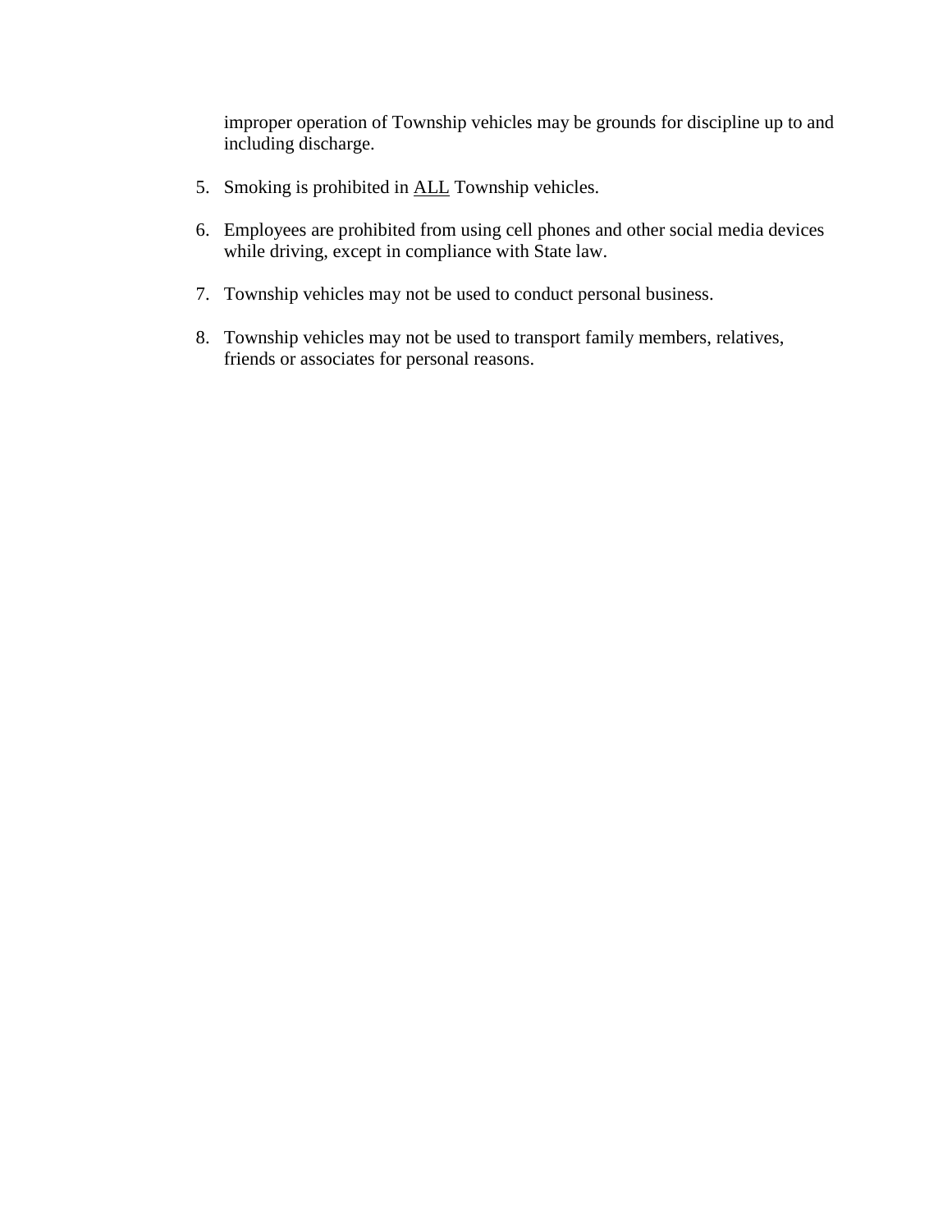improper operation of Township vehicles may be grounds for discipline up to and including discharge.

5. Smoking is prohibited in <u>ALL</u> Township vehicles.

6. Employees are prohibited from using cell phones and other social media devices while driving, except in compliance with State law.

7. Township vehicles may not be used to conduct personal business.

8. Township vehicles may not be used to transport family members, relatives, friends or associates for personal reasons.